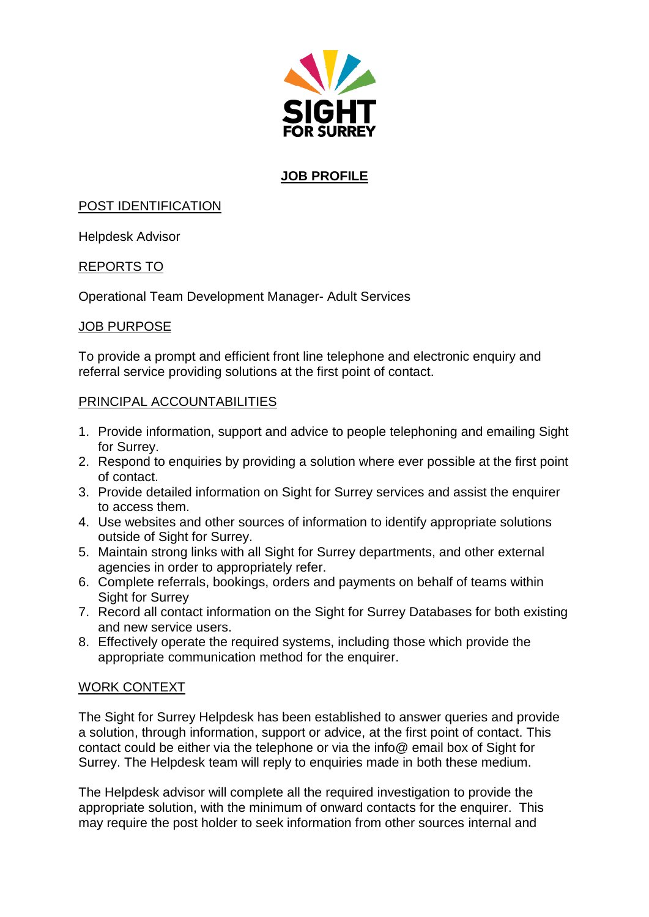SIGHT FOR SURREY

# JOB PROFILE

## POST IDENTIFICATION

Helpdesk Advisor

## REPORTS TO

Operational Team Development Manager- Adult Services

## JOB PURPOSE

To provide a prompt and efficient front line telephone and electronic enquiry and referral service providing solutions at the first point of contact.

## PRINCIPAL ACCOUNTABILITIES

1. Provide information, support and advice to people telephoning and emailing Sight for Surrey.
2. Respond to enquiries by providing a solution where ever possible at the first point of contact.
3. Provide detailed information on Sight for Surrey services and assist the enquirer to access them.
4. Use websites and other sources of information to identify appropriate solutions outside of Sight for Surrey.
5. Maintain strong links with all Sight for Surrey departments, and other external agencies in order to appropriately refer.
6. Complete referrals, bookings, orders and payments on behalf of teams within Sight for Surrey
7. Record all contact information on the Sight for Surrey Databases for both existing and new service users.
8. Effectively operate the required systems, including those which provide the appropriate communication method for the enquirer.

## WORK CONTEXT

The Sight for Surrey Helpdesk has been established to answer queries and provide a solution, through information, support or advice, at the first point of contact. This contact could be either via the telephone or via the info@ email box of Sight for Surrey. The Helpdesk team will reply to enquiries made in both these medium.

The Helpdesk advisor will complete all the required investigation to provide the appropriate solution, with the minimum of onward contacts for the enquirer. This may require the post holder to seek information from other sources internal and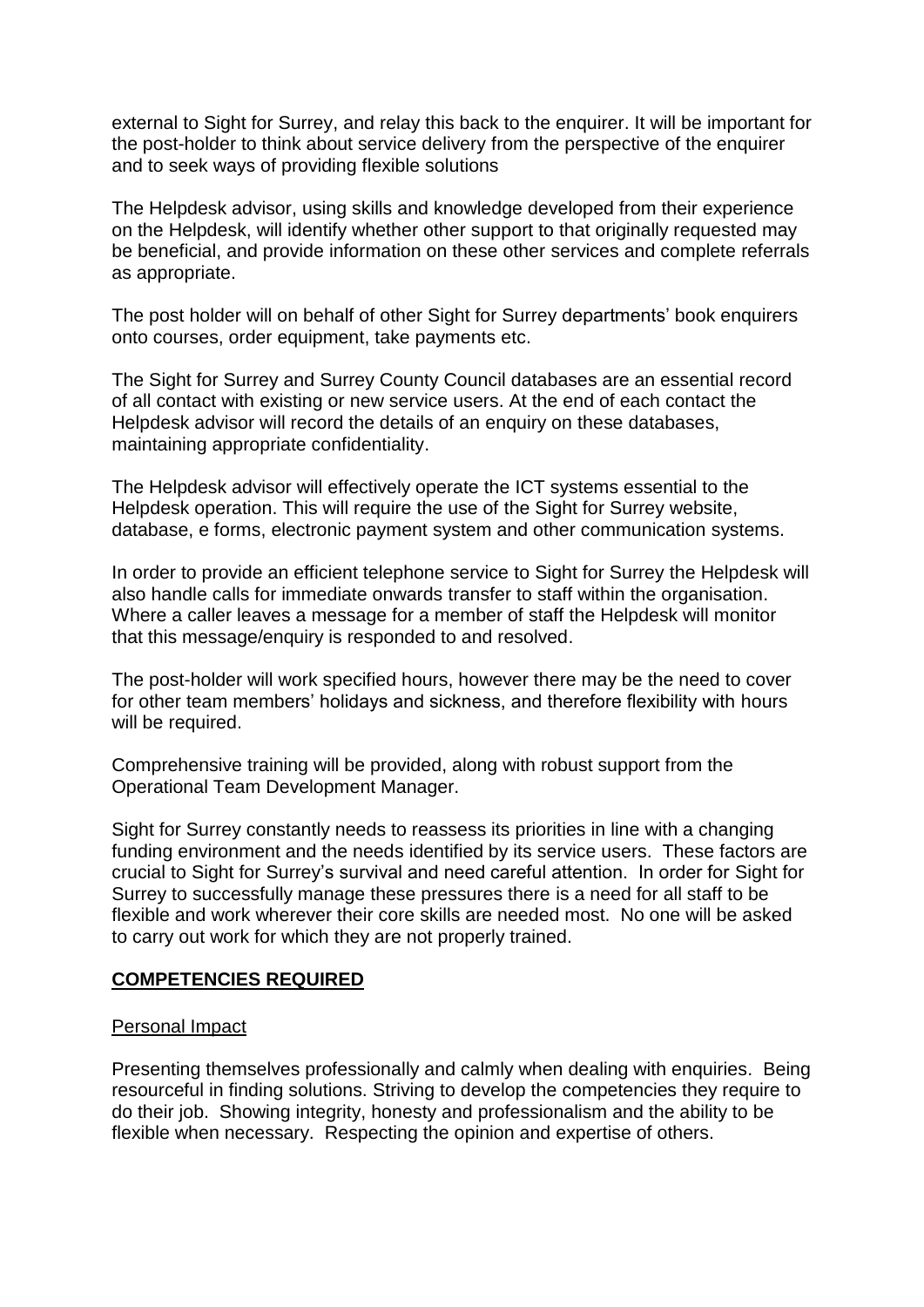external to Sight for Surrey, and relay this back to the enquirer. It will be important for the post-holder to think about service delivery from the perspective of the enquirer and to seek ways of providing flexible solutions

The Helpdesk advisor, using skills and knowledge developed from their experience on the Helpdesk, will identify whether other support to that originally requested may be beneficial, and provide information on these other services and complete referrals as appropriate.

The post holder will on behalf of other Sight for Surrey departments' book enquirers onto courses, order equipment, take payments etc.

The Sight for Surrey and Surrey County Council databases are an essential record of all contact with existing or new service users. At the end of each contact the Helpdesk advisor will record the details of an enquiry on these databases, maintaining appropriate confidentiality.

The Helpdesk advisor will effectively operate the ICT systems essential to the Helpdesk operation. This will require the use of the Sight for Surrey website, database, e forms, electronic payment system and other communication systems.

In order to provide an efficient telephone service to Sight for Surrey the Helpdesk will also handle calls for immediate onwards transfer to staff within the organisation. Where a caller leaves a message for a member of staff the Helpdesk will monitor that this message/enquiry is responded to and resolved.

The post-holder will work specified hours, however there may be the need to cover for other team members' holidays and sickness, and therefore flexibility with hours will be required.

Comprehensive training will be provided, along with robust support from the Operational Team Development Manager.

Sight for Surrey constantly needs to reassess its priorities in line with a changing funding environment and the needs identified by its service users. These factors are crucial to Sight for Surrey's survival and need careful attention. In order for Sight for Surrey to successfully manage these pressures there is a need for all staff to be flexible and work wherever their core skills are needed most. No one will be asked to carry out work for which they are not properly trained.

## COMPETENCIES REQUIRED

### Personal Impact

Presenting themselves professionally and calmly when dealing with enquiries. Being resourceful in finding solutions. Striving to develop the competencies they require to do their job. Showing integrity, honesty and professionalism and the ability to be flexible when necessary. Respecting the opinion and expertise of others.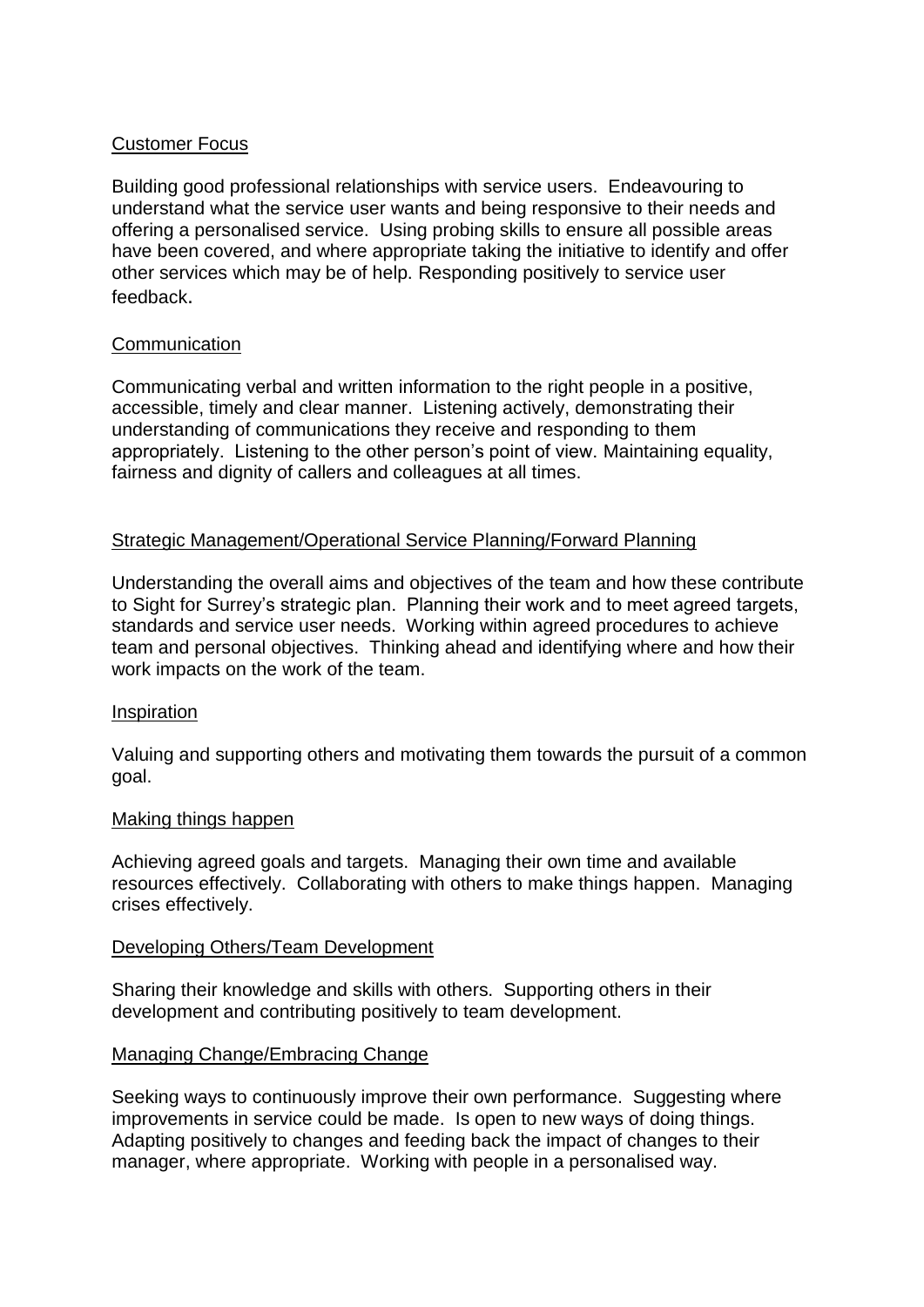<u>Customer Focus</u>

Building good professional relationships with service users. Endeavouring to understand what the service user wants and being responsive to their needs and offering a personalised service. Using probing skills to ensure all possible areas have been covered, and where appropriate taking the initiative to identify and offer other services which may be of help. Responding positively to service user feedback.

<u>Communication</u>

Communicating verbal and written information to the right people in a positive, accessible, timely and clear manner. Listening actively, demonstrating their understanding of communications they receive and responding to them appropriately. Listening to the other person's point of view. Maintaining equality, fairness and dignity of callers and colleagues at all times.

<u>Strategic Management/Operational Service Planning/Forward Planning</u>

Understanding the overall aims and objectives of the team and how these contribute to Sight for Surrey's strategic plan. Planning their work and to meet agreed targets, standards and service user needs. Working within agreed procedures to achieve team and personal objectives. Thinking ahead and identifying where and how their work impacts on the work of the team.

<u>Inspiration</u>

Valuing and supporting others and motivating them towards the pursuit of a common goal.

<u>Making things happen</u>

Achieving agreed goals and targets. Managing their own time and available resources effectively. Collaborating with others to make things happen. Managing crises effectively.

<u>Developing Others/Team Development</u>

Sharing their knowledge and skills with others. Supporting others in their development and contributing positively to team development.

<u>Managing Change/Embracing Change</u>

Seeking ways to continuously improve their own performance. Suggesting where improvements in service could be made. Is open to new ways of doing things. Adapting positively to changes and feeding back the impact of changes to their manager, where appropriate. Working with people in a personalised way.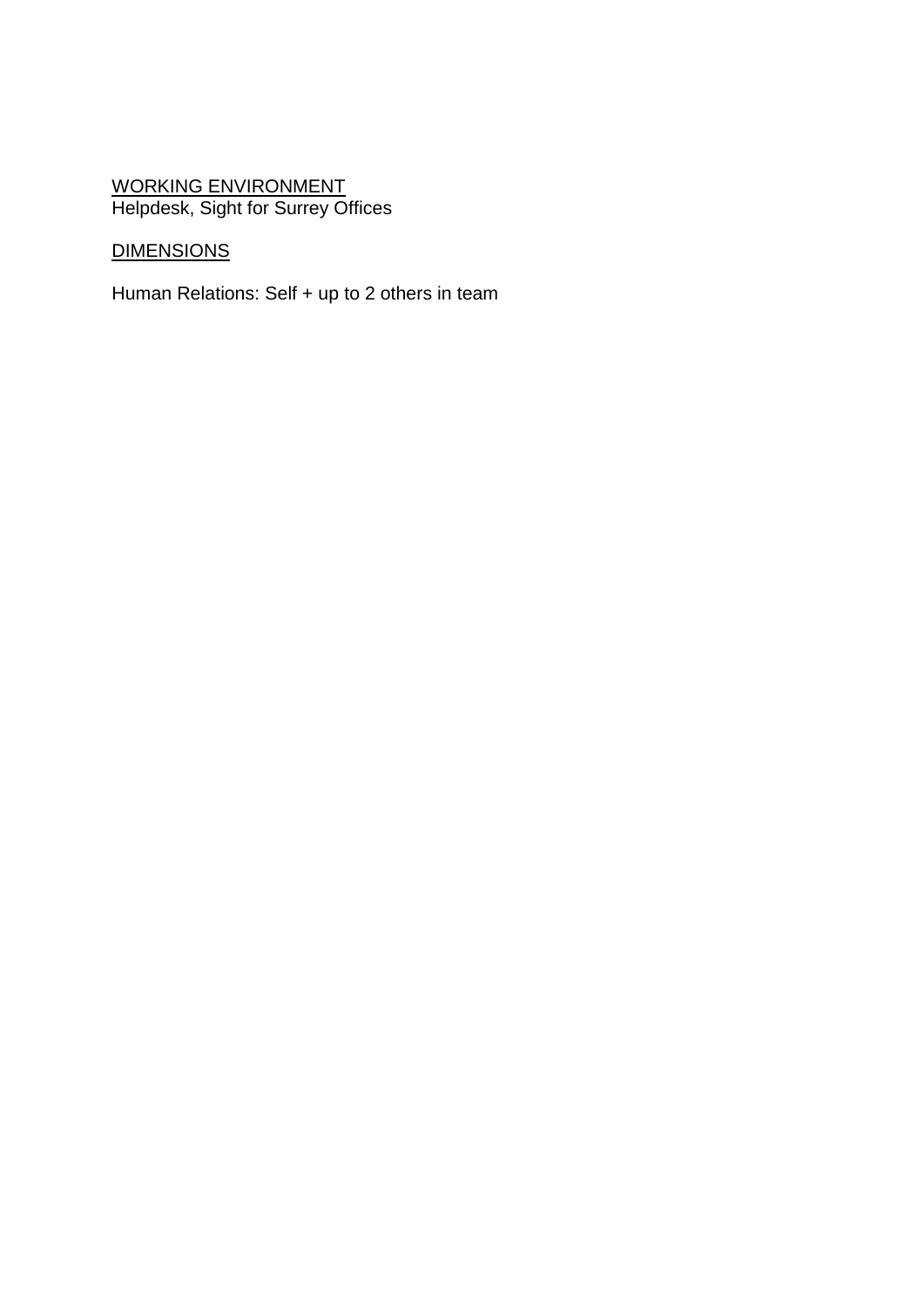<u>WORKING ENVIRONMENT</u>
Helpdesk, Sight for Surrey Offices

<u>DIMENSIONS</u>

Human Relations: Self + up to 2 others in team